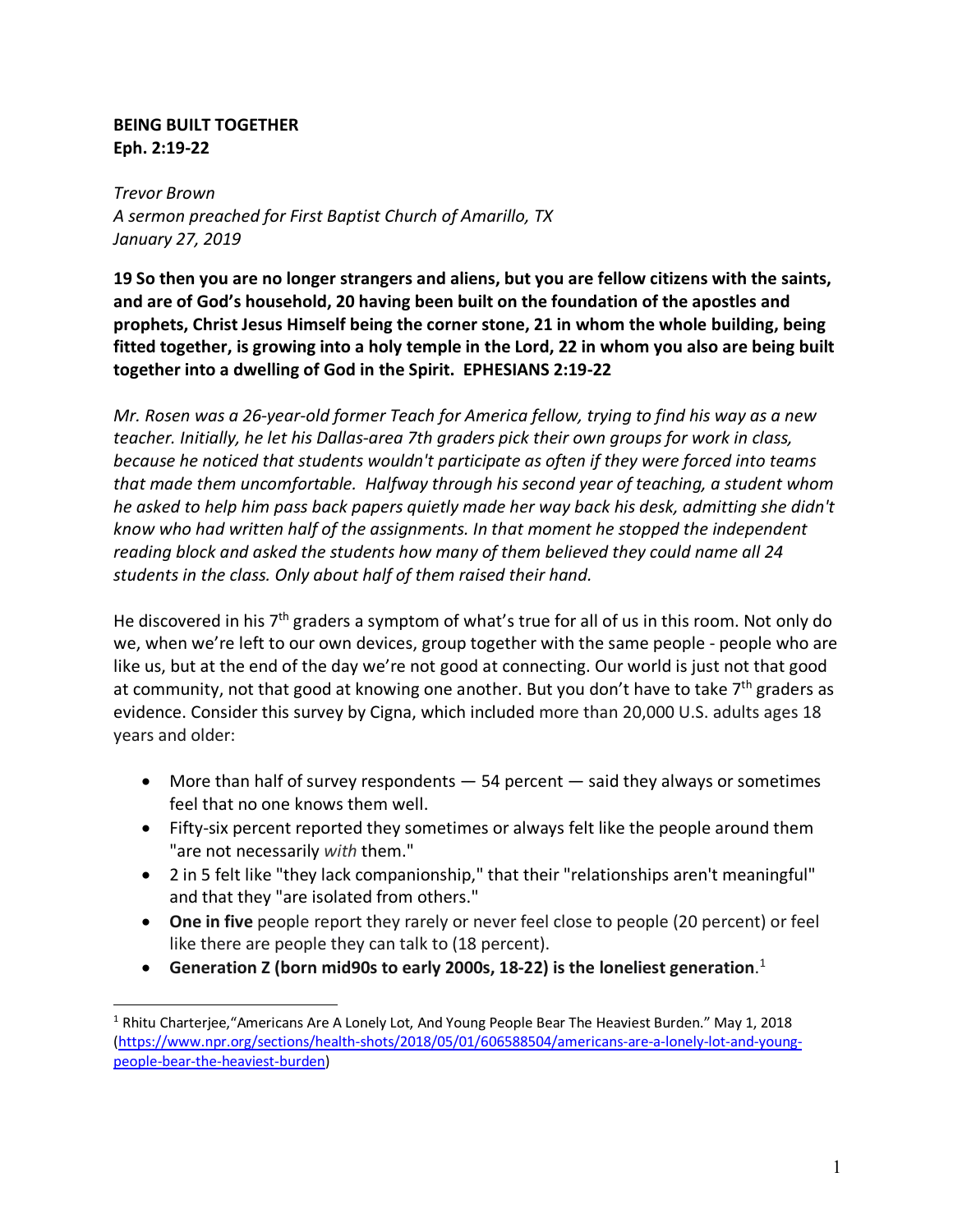**BEING BUILT TOGETHER**
**Eph. 2:19-22**

*Trevor Brown*
*A sermon preached for First Baptist Church of Amarillo, TX*
*January 27, 2019*

**19 So then you are no longer strangers and aliens, but you are fellow citizens with the saints, and are of God's household, 20 having been built on the foundation of the apostles and prophets, Christ Jesus Himself being the corner stone, 21 in whom the whole building, being fitted together, is growing into a holy temple in the Lord, 22 in whom you also are being built together into a dwelling of God in the Spirit. EPHESIANS 2:19-22**

*Mr. Rosen was a 26-year-old former Teach for America fellow, trying to find his way as a new teacher. Initially, he let his Dallas-area 7th graders pick their own groups for work in class, because he noticed that students wouldn't participate as often if they were forced into teams that made them uncomfortable. Halfway through his second year of teaching, a student whom he asked to help him pass back papers quietly made her way back his desk, admitting she didn't know who had written half of the assignments. In that moment he stopped the independent reading block and asked the students how many of them believed they could name all 24 students in the class. Only about half of them raised their hand.*

He discovered in his 7th graders a symptom of what's true for all of us in this room. Not only do we, when we're left to our own devices, group together with the same people - people who are like us, but at the end of the day we're not good at connecting. Our world is just not that good at community, not that good at knowing one another. But you don't have to take 7th graders as evidence. Consider this survey by Cigna, which included more than 20,000 U.S. adults ages 18 years and older:

- More than half of survey respondents — 54 percent — said they always or sometimes feel that no one knows them well.
- Fifty-six percent reported they sometimes or always felt like the people around them "are not necessarily *with* them."
- 2 in 5 felt like "they lack companionship," that their "relationships aren't meaningful" and that they "are isolated from others."
- **One in five** people report they rarely or never feel close to people (20 percent) or feel like there are people they can talk to (18 percent).
- **Generation Z (born mid90s to early 2000s, 18-22) is the loneliest generation**.[1]

[1] Rhitu Charterjee,"Americans Are A Lonely Lot, And Young People Bear The Heaviest Burden." May 1, 2018 (https://www.npr.org/sections/health-shots/2018/05/01/606588504/americans-are-a-lonely-lot-and-young-people-bear-the-heaviest-burden)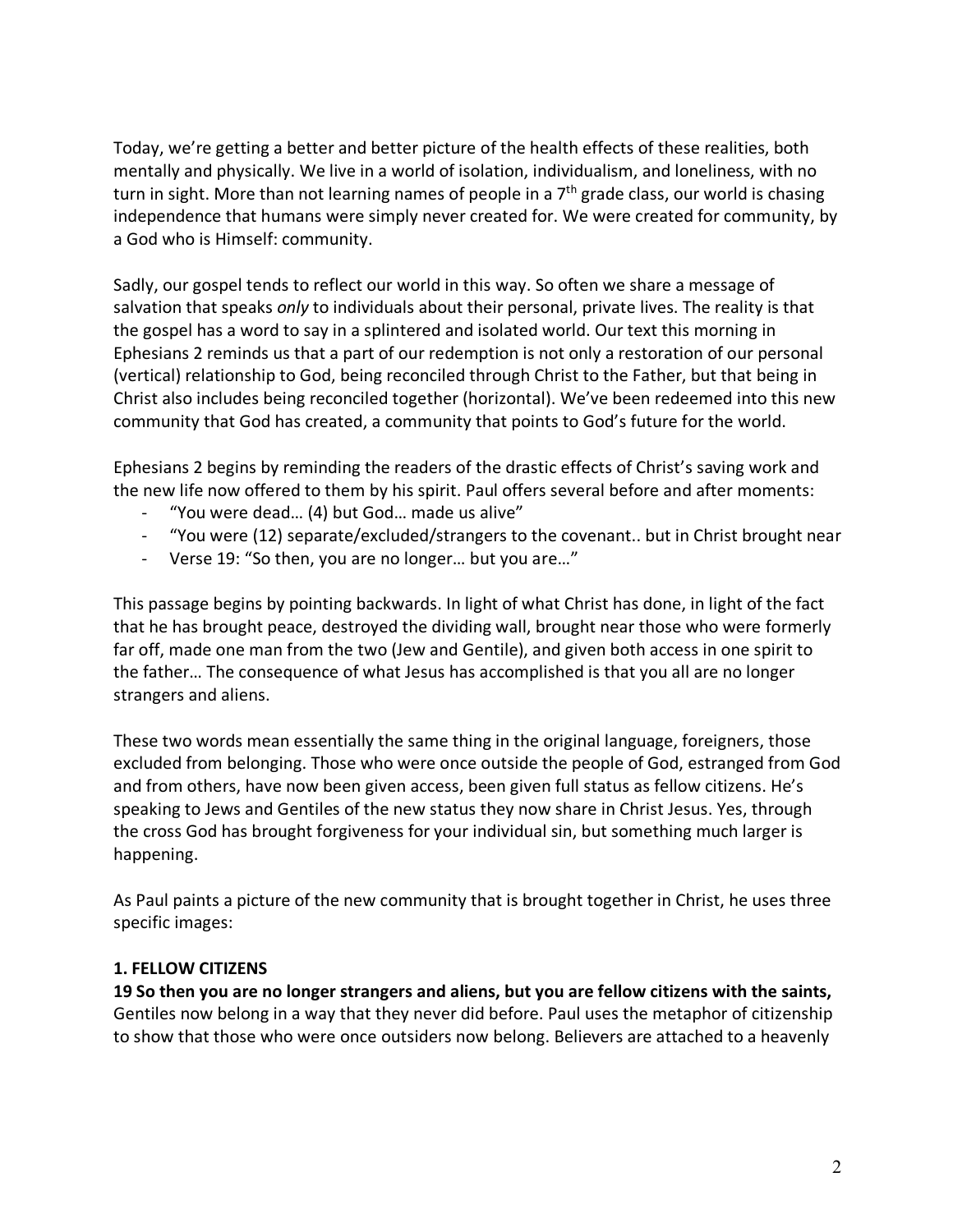Today, we're getting a better and better picture of the health effects of these realities, both mentally and physically. We live in a world of isolation, individualism, and loneliness, with no turn in sight. More than not learning names of people in a 7th grade class, our world is chasing independence that humans were simply never created for. We were created for community, by a God who is Himself: community.

Sadly, our gospel tends to reflect our world in this way. So often we share a message of salvation that speaks *only* to individuals about their personal, private lives. The reality is that the gospel has a word to say in a splintered and isolated world. Our text this morning in Ephesians 2 reminds us that a part of our redemption is not only a restoration of our personal (vertical) relationship to God, being reconciled through Christ to the Father, but that being in Christ also includes being reconciled together (horizontal). We've been redeemed into this new community that God has created, a community that points to God's future for the world.

Ephesians 2 begins by reminding the readers of the drastic effects of Christ's saving work and the new life now offered to them by his spirit. Paul offers several before and after moments:

- "You were dead… (4) but God… made us alive"
- "You were (12) separate/excluded/strangers to the covenant.. but in Christ brought near
- Verse 19: "So then, you are no longer… but you are…"

This passage begins by pointing backwards. In light of what Christ has done, in light of the fact that he has brought peace, destroyed the dividing wall, brought near those who were formerly far off, made one man from the two (Jew and Gentile), and given both access in one spirit to the father… The consequence of what Jesus has accomplished is that you all are no longer strangers and aliens.

These two words mean essentially the same thing in the original language, foreigners, those excluded from belonging. Those who were once outside the people of God, estranged from God and from others, have now been given access, been given full status as fellow citizens. He's speaking to Jews and Gentiles of the new status they now share in Christ Jesus. Yes, through the cross God has brought forgiveness for your individual sin, but something much larger is happening.

As Paul paints a picture of the new community that is brought together in Christ, he uses three specific images:

**1. FELLOW CITIZENS**

**19 So then you are no longer strangers and aliens, but you are fellow citizens with the saints,** Gentiles now belong in a way that they never did before. Paul uses the metaphor of citizenship to show that those who were once outsiders now belong. Believers are attached to a heavenly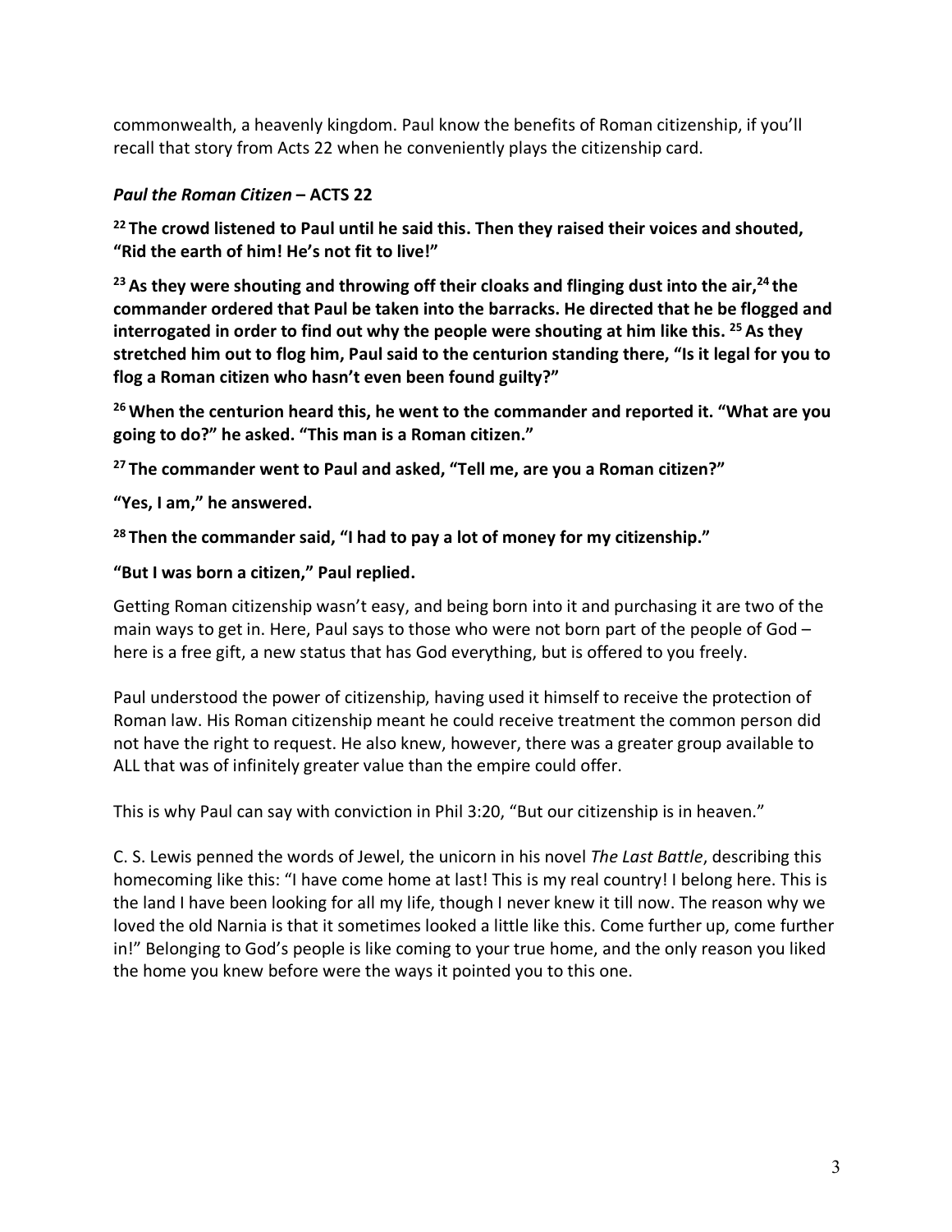commonwealth, a heavenly kingdom. Paul know the benefits of Roman citizenship, if you'll recall that story from Acts 22 when he conveniently plays the citizenship card.

***Paul the Roman Citizen* – ACTS 22**

**[22] The crowd listened to Paul until he said this. Then they raised their voices and shouted, "Rid the earth of him! He's not fit to live!"**

**[23] As they were shouting and throwing off their cloaks and flinging dust into the air,[24] the commander ordered that Paul be taken into the barracks. He directed that he be flogged and interrogated in order to find out why the people were shouting at him like this. [25] As they stretched him out to flog him, Paul said to the centurion standing there, "Is it legal for you to flog a Roman citizen who hasn't even been found guilty?"**

**[26] When the centurion heard this, he went to the commander and reported it. "What are you going to do?" he asked. "This man is a Roman citizen."**

**[27] The commander went to Paul and asked, "Tell me, are you a Roman citizen?"**

**"Yes, I am," he answered.**

**[28] Then the commander said, "I had to pay a lot of money for my citizenship."**

**"But I was born a citizen," Paul replied.**

Getting Roman citizenship wasn't easy, and being born into it and purchasing it are two of the main ways to get in. Here, Paul says to those who were not born part of the people of God – here is a free gift, a new status that has God everything, but is offered to you freely.

Paul understood the power of citizenship, having used it himself to receive the protection of Roman law. His Roman citizenship meant he could receive treatment the common person did not have the right to request. He also knew, however, there was a greater group available to ALL that was of infinitely greater value than the empire could offer.

This is why Paul can say with conviction in Phil 3:20, "But our citizenship is in heaven."

C. S. Lewis penned the words of Jewel, the unicorn in his novel *The Last Battle*, describing this homecoming like this: "I have come home at last! This is my real country! I belong here. This is the land I have been looking for all my life, though I never knew it till now. The reason why we loved the old Narnia is that it sometimes looked a little like this. Come further up, come further in!" Belonging to God's people is like coming to your true home, and the only reason you liked the home you knew before were the ways it pointed you to this one.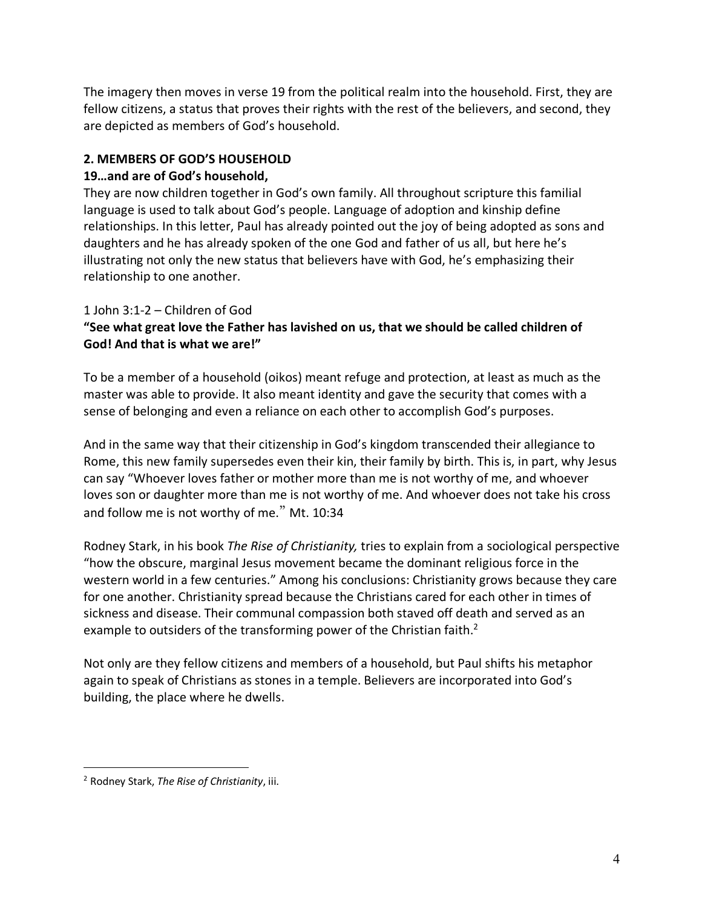The imagery then moves in verse 19 from the political realm into the household. First, they are fellow citizens, a status that proves their rights with the rest of the believers, and second, they are depicted as members of God's household.

**2. MEMBERS OF GOD'S HOUSEHOLD**

**19…and are of God's household,**

They are now children together in God's own family. All throughout scripture this familial language is used to talk about God's people. Language of adoption and kinship define relationships. In this letter, Paul has already pointed out the joy of being adopted as sons and daughters and he has already spoken of the one God and father of us all, but here he's illustrating not only the new status that believers have with God, he's emphasizing their relationship to one another.

1 John 3:1-2 – Children of God

**"See what great love the Father has lavished on us, that we should be called children of God! And that is what we are!"**

To be a member of a household (oikos) meant refuge and protection, at least as much as the master was able to provide. It also meant identity and gave the security that comes with a sense of belonging and even a reliance on each other to accomplish God's purposes.

And in the same way that their citizenship in God's kingdom transcended their allegiance to Rome, this new family supersedes even their kin, their family by birth. This is, in part, why Jesus can say "Whoever loves father or mother more than me is not worthy of me, and whoever loves son or daughter more than me is not worthy of me. And whoever does not take his cross and follow me is not worthy of me." Mt. 10:34

Rodney Stark, in his book *The Rise of Christianity,* tries to explain from a sociological perspective "how the obscure, marginal Jesus movement became the dominant religious force in the western world in a few centuries." Among his conclusions: Christianity grows because they care for one another. Christianity spread because the Christians cared for each other in times of sickness and disease. Their communal compassion both staved off death and served as an example to outsiders of the transforming power of the Christian faith.[2]

Not only are they fellow citizens and members of a household, but Paul shifts his metaphor again to speak of Christians as stones in a temple. Believers are incorporated into God's building, the place where he dwells.

---

[2] Rodney Stark, *The Rise of Christianity*, iii.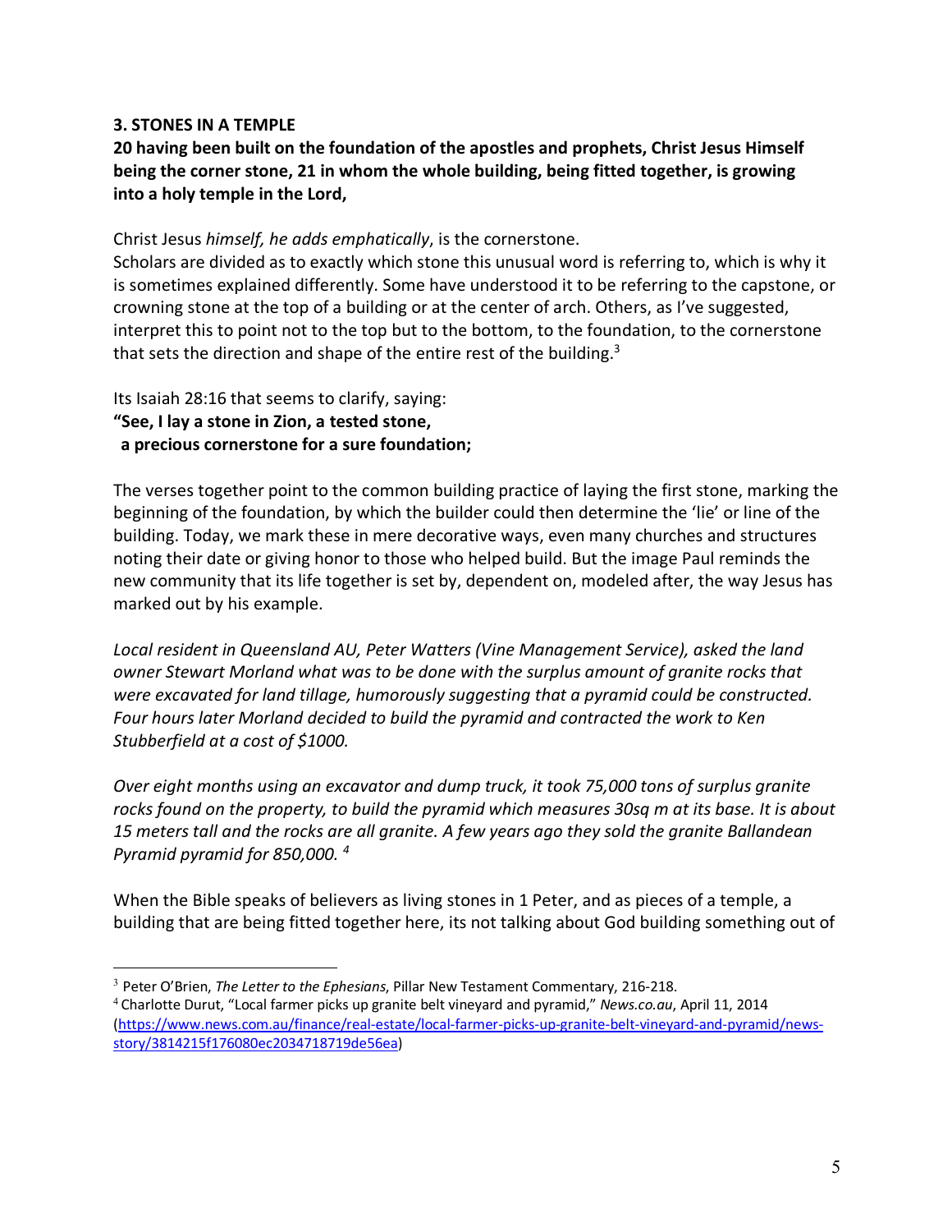**3. STONES IN A TEMPLE**

**20 having been built on the foundation of the apostles and prophets, Christ Jesus Himself being the corner stone, 21 in whom the whole building, being fitted together, is growing into a holy temple in the Lord,**

Christ Jesus *himself, he adds emphatically*, is the cornerstone.
Scholars are divided as to exactly which stone this unusual word is referring to, which is why it is sometimes explained differently. Some have understood it to be referring to the capstone, or crowning stone at the top of a building or at the center of arch. Others, as I've suggested, interpret this to point not to the top but to the bottom, to the foundation, to the cornerstone that sets the direction and shape of the entire rest of the building.[3]

Its Isaiah 28:16 that seems to clarify, saying:
**"See, I lay a stone in Zion, a tested stone,
a precious cornerstone for a sure foundation;**

The verses together point to the common building practice of laying the first stone, marking the beginning of the foundation, by which the builder could then determine the 'lie' or line of the building. Today, we mark these in mere decorative ways, even many churches and structures noting their date or giving honor to those who helped build. But the image Paul reminds the new community that its life together is set by, dependent on, modeled after, the way Jesus has marked out by his example.

*Local resident in Queensland AU, Peter Watters (Vine Management Service), asked the land owner Stewart Morland what was to be done with the surplus amount of granite rocks that were excavated for land tillage, humorously suggesting that a pyramid could be constructed. Four hours later Morland decided to build the pyramid and contracted the work to Ken Stubberfield at a cost of $1000.*

*Over eight months using an excavator and dump truck, it took 75,000 tons of surplus granite rocks found on the property, to build the pyramid which measures 30sq m at its base. It is about 15 meters tall and the rocks are all granite. A few years ago they sold the granite Ballandean Pyramid pyramid for 850,000.* [4]

When the Bible speaks of believers as living stones in 1 Peter, and as pieces of a temple, a building that are being fitted together here, its not talking about God building something out of

---

[3] Peter O'Brien, *The Letter to the Ephesians*, Pillar New Testament Commentary, 216-218.

[4] Charlotte Durut, "Local farmer picks up granite belt vineyard and pyramid," *News.co.au*, April 11, 2014 (https://www.news.com.au/finance/real-estate/local-farmer-picks-up-granite-belt-vineyard-and-pyramid/news-story/3814215f176080ec2034718719de56ea)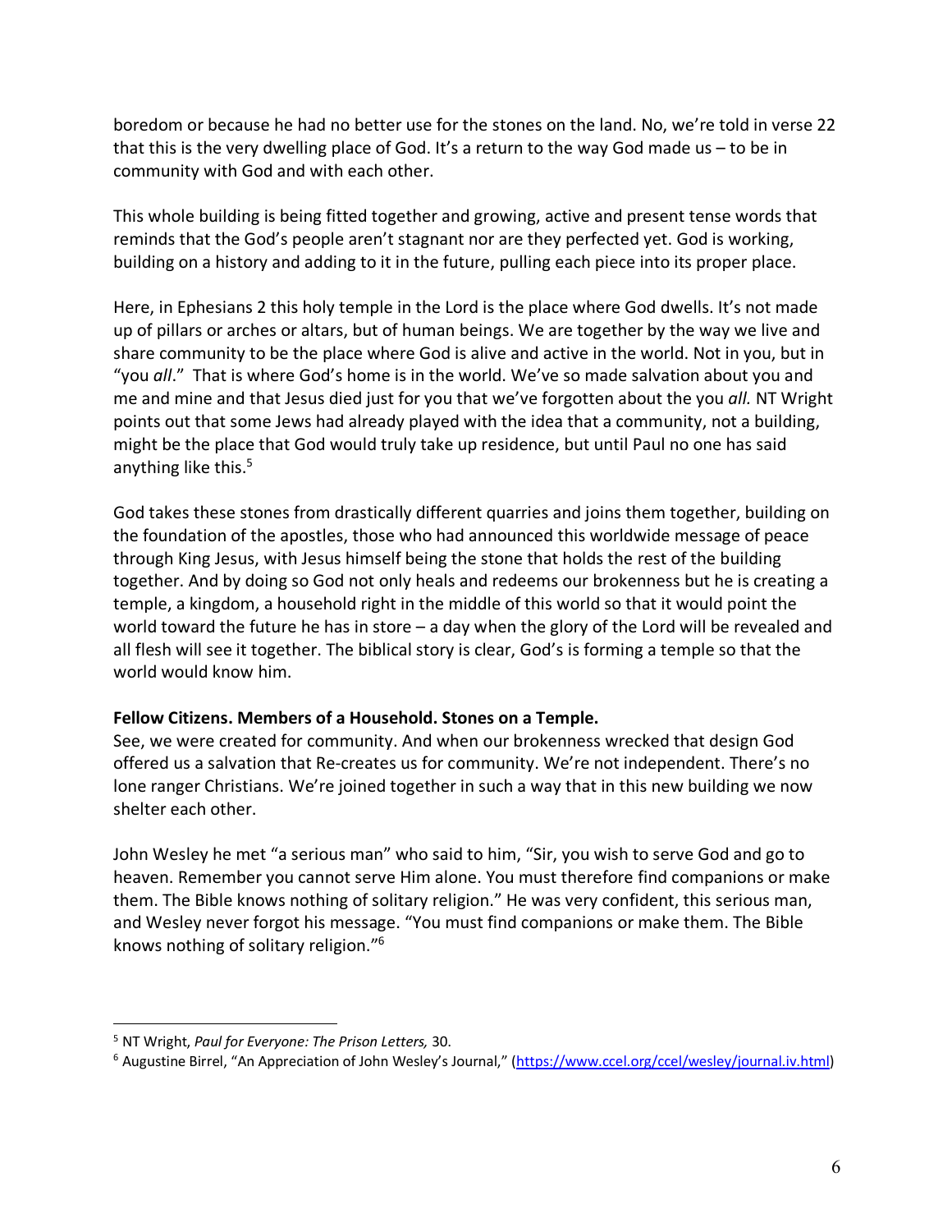boredom or because he had no better use for the stones on the land. No, we're told in verse 22 that this is the very dwelling place of God. It's a return to the way God made us – to be in community with God and with each other.

This whole building is being fitted together and growing, active and present tense words that reminds that the God's people aren't stagnant nor are they perfected yet. God is working, building on a history and adding to it in the future, pulling each piece into its proper place.

Here, in Ephesians 2 this holy temple in the Lord is the place where God dwells. It's not made up of pillars or arches or altars, but of human beings. We are together by the way we live and share community to be the place where God is alive and active in the world. Not in you, but in "you *all*." That is where God's home is in the world. We've so made salvation about you and me and mine and that Jesus died just for you that we've forgotten about the you *all.* NT Wright points out that some Jews had already played with the idea that a community, not a building, might be the place that God would truly take up residence, but until Paul no one has said anything like this.[5]

God takes these stones from drastically different quarries and joins them together, building on the foundation of the apostles, those who had announced this worldwide message of peace through King Jesus, with Jesus himself being the stone that holds the rest of the building together. And by doing so God not only heals and redeems our brokenness but he is creating a temple, a kingdom, a household right in the middle of this world so that it would point the world toward the future he has in store – a day when the glory of the Lord will be revealed and all flesh will see it together. The biblical story is clear, God's is forming a temple so that the world would know him.

**Fellow Citizens. Members of a Household. Stones on a Temple.**

See, we were created for community. And when our brokenness wrecked that design God offered us a salvation that Re-creates us for community. We're not independent. There's no lone ranger Christians. We're joined together in such a way that in this new building we now shelter each other.

John Wesley he met "a serious man" who said to him, "Sir, you wish to serve God and go to heaven. Remember you cannot serve Him alone. You must therefore find companions or make them. The Bible knows nothing of solitary religion." He was very confident, this serious man, and Wesley never forgot his message. "You must find companions or make them. The Bible knows nothing of solitary religion."[6]

---

[5] NT Wright, *Paul for Everyone: The Prison Letters,* 30.

[6] Augustine Birrel, "An Appreciation of John Wesley's Journal," (https://www.ccel.org/ccel/wesley/journal.iv.html)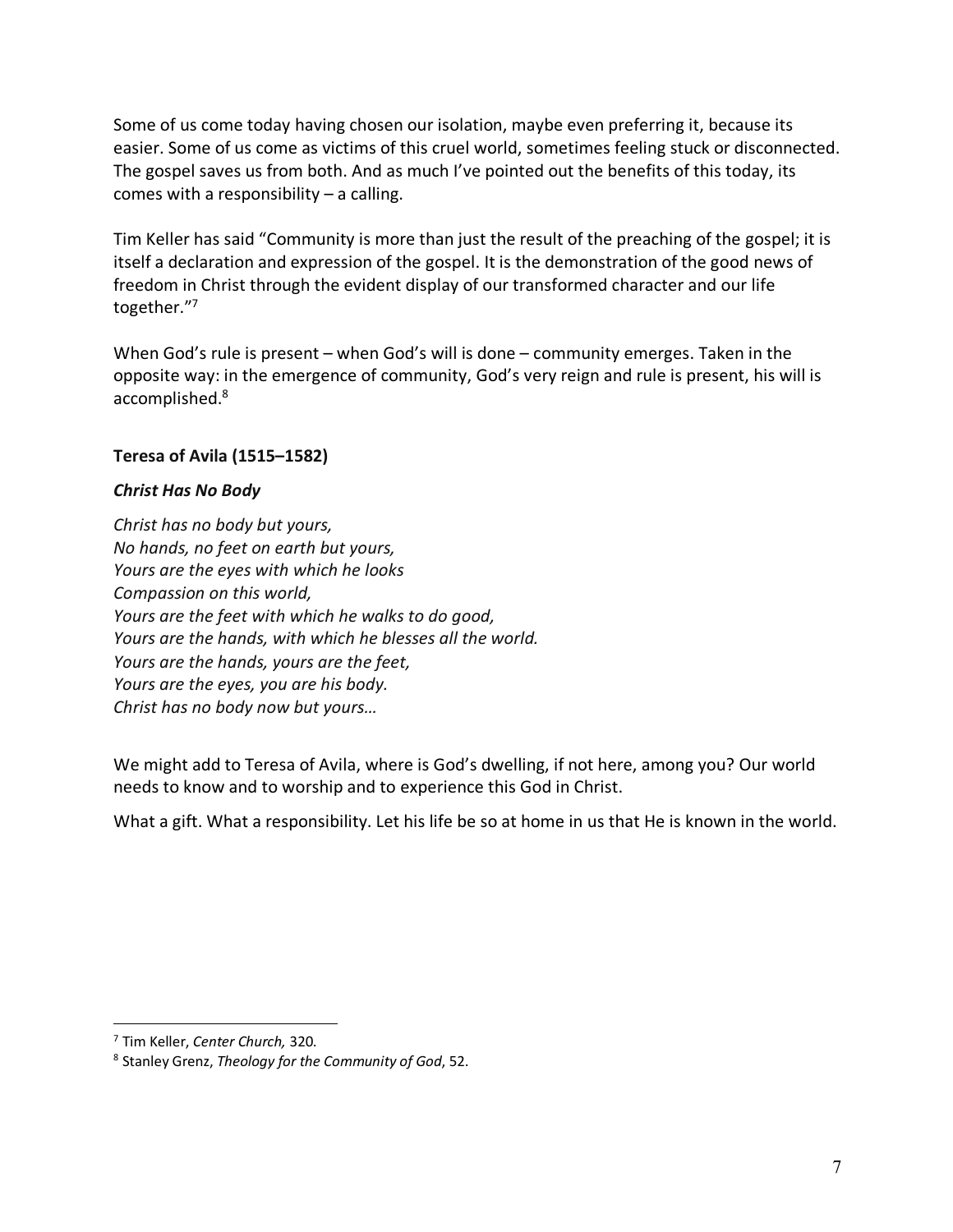Some of us come today having chosen our isolation, maybe even preferring it, because its easier. Some of us come as victims of this cruel world, sometimes feeling stuck or disconnected. The gospel saves us from both. And as much I've pointed out the benefits of this today, its comes with a responsibility – a calling.

Tim Keller has said "Community is more than just the result of the preaching of the gospel; it is itself a declaration and expression of the gospel. It is the demonstration of the good news of freedom in Christ through the evident display of our transformed character and our life together."[7]

When God's rule is present – when God's will is done – community emerges. Taken in the opposite way: in the emergence of community, God's very reign and rule is present, his will is accomplished.[8]

**Teresa of Avila (1515–1582)**

***Christ Has No Body***

*Christ has no body but yours,*
*No hands, no feet on earth but yours,*
*Yours are the eyes with which he looks*
*Compassion on this world,*
*Yours are the feet with which he walks to do good,*
*Yours are the hands, with which he blesses all the world.*
*Yours are the hands, yours are the feet,*
*Yours are the eyes, you are his body.*
*Christ has no body now but yours…*

We might add to Teresa of Avila, where is God's dwelling, if not here, among you? Our world needs to know and to worship and to experience this God in Christ.

What a gift. What a responsibility. Let his life be so at home in us that He is known in the world.

---

[7] Tim Keller, *Center Church,* 320.

[8] Stanley Grenz, *Theology for the Community of God*, 52.